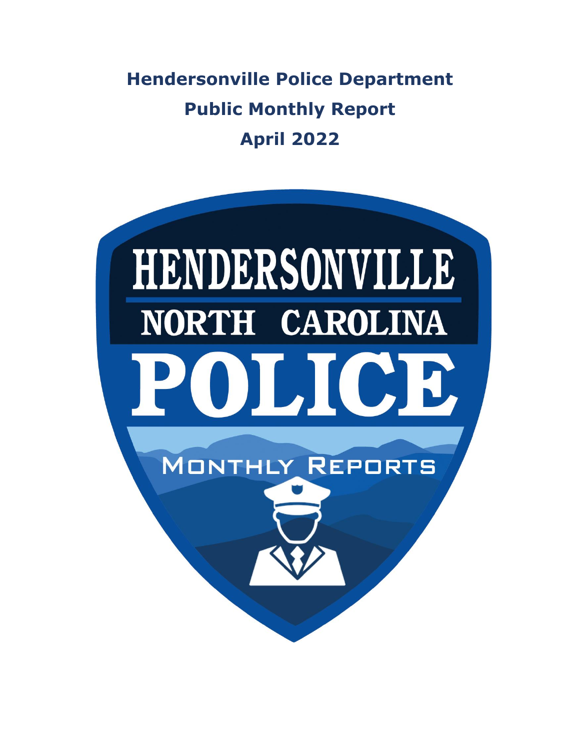# Hendersonville Police Department

## Public Monthly Report

## April 2022

HENDERSONVILLE

NORTH CAROLINA

POLICE

MONTHLY REPORTS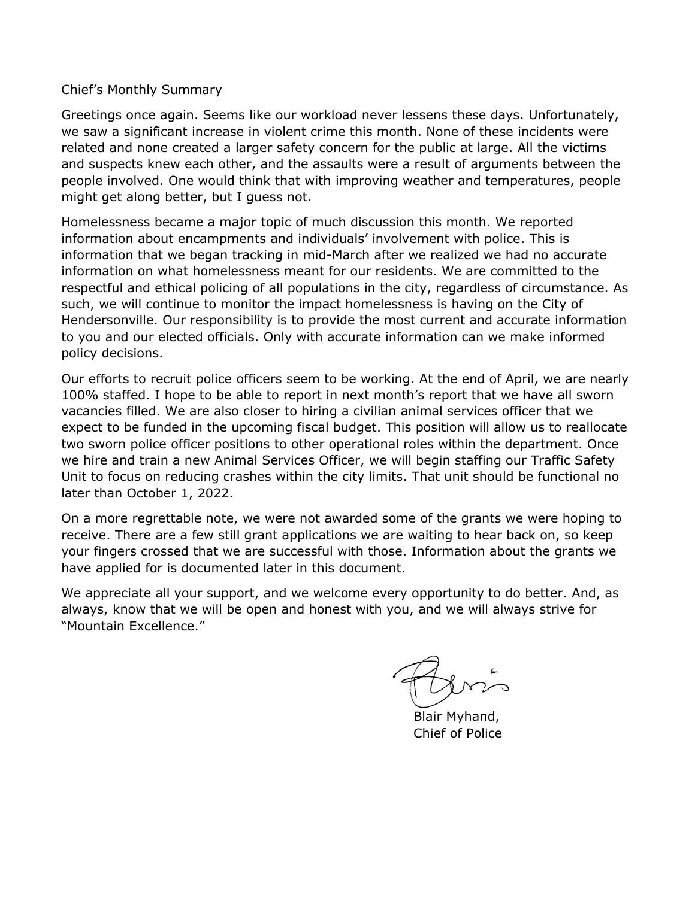Chief's Monthly Summary

Greetings once again. Seems like our workload never lessens these days. Unfortunately, we saw a significant increase in violent crime this month. None of these incidents were related and none created a larger safety concern for the public at large. All the victims and suspects knew each other, and the assaults were a result of arguments between the people involved. One would think that with improving weather and temperatures, people might get along better, but I guess not.

Homelessness became a major topic of much discussion this month. We reported information about encampments and individuals' involvement with police. This is information that we began tracking in mid-March after we realized we had no accurate information on what homelessness meant for our residents. We are committed to the respectful and ethical policing of all populations in the city, regardless of circumstance. As such, we will continue to monitor the impact homelessness is having on the City of Hendersonville. Our responsibility is to provide the most current and accurate information to you and our elected officials. Only with accurate information can we make informed policy decisions.

Our efforts to recruit police officers seem to be working. At the end of April, we are nearly 100% staffed. I hope to be able to report in next month's report that we have all sworn vacancies filled. We are also closer to hiring a civilian animal services officer that we expect to be funded in the upcoming fiscal budget. This position will allow us to reallocate two sworn police officer positions to other operational roles within the department. Once we hire and train a new Animal Services Officer, we will begin staffing our Traffic Safety Unit to focus on reducing crashes within the city limits. That unit should be functional no later than October 1, 2022.

On a more regrettable note, we were not awarded some of the grants we were hoping to receive. There are a few still grant applications we are waiting to hear back on, so keep your fingers crossed that we are successful with those. Information about the grants we have applied for is documented later in this document.

We appreciate all your support, and we welcome every opportunity to do better. And, as always, know that we will be open and honest with you, and we will always strive for "Mountain Excellence."

Blair Myhand,
Chief of Police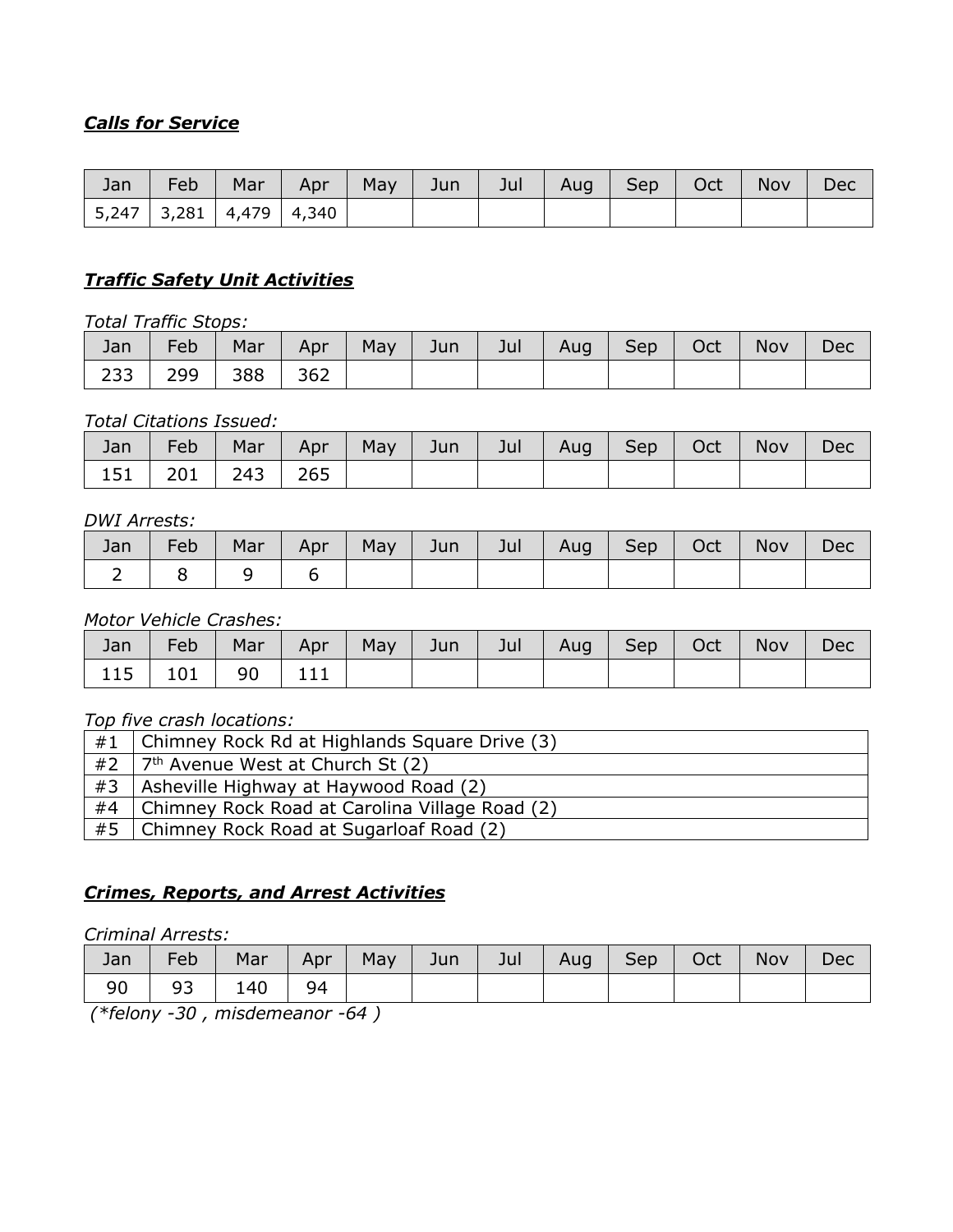***Calls for Service***

| Jan | Feb | Mar | Apr | May | Jun | Jul | Aug | Sep | Oct | Nov | Dec |
|---|---|---|---|---|---|---|---|---|---|---|---|
| 5,247 | 3,281 | 4,479 | 4,340 | | | | | | | | |

***Traffic Safety Unit Activities***

*Total Traffic Stops:*

| Jan | Feb | Mar | Apr | May | Jun | Jul | Aug | Sep | Oct | Nov | Dec |
|---|---|---|---|---|---|---|---|---|---|---|---|
| 233 | 299 | 388 | 362 | | | | | | | | |

*Total Citations Issued:*

| Jan | Feb | Mar | Apr | May | Jun | Jul | Aug | Sep | Oct | Nov | Dec |
|---|---|---|---|---|---|---|---|---|---|---|---|
| 151 | 201 | 243 | 265 | | | | | | | | |

*DWI Arrests:*

| Jan | Feb | Mar | Apr | May | Jun | Jul | Aug | Sep | Oct | Nov | Dec |
|---|---|---|---|---|---|---|---|---|---|---|---|
| 2 | 8 | 9 | 6 | | | | | | | | |

*Motor Vehicle Crashes:*

| Jan | Feb | Mar | Apr | May | Jun | Jul | Aug | Sep | Oct | Nov | Dec |
|---|---|---|---|---|---|---|---|---|---|---|---|
| 115 | 101 | 90 | 111 | | | | | | | | |

*Top five crash locations:*

| | |
|---|---|
| #1 | Chimney Rock Rd at Highlands Square Drive (3) |
| #2 | 7th Avenue West at Church St (2) |
| #3 | Asheville Highway at Haywood Road (2) |
| #4 | Chimney Rock Road at Carolina Village Road (2) |
| #5 | Chimney Rock Road at Sugarloaf Road (2) |

***Crimes, Reports, and Arrest Activities***

*Criminal Arrests:*

| Jan | Feb | Mar | Apr | May | Jun | Jul | Aug | Sep | Oct | Nov | Dec |
|---|---|---|---|---|---|---|---|---|---|---|---|
| 90 | 93 | 140 | 94 | | | | | | | | |

*(\*felony -30 , misdemeanor -64 )*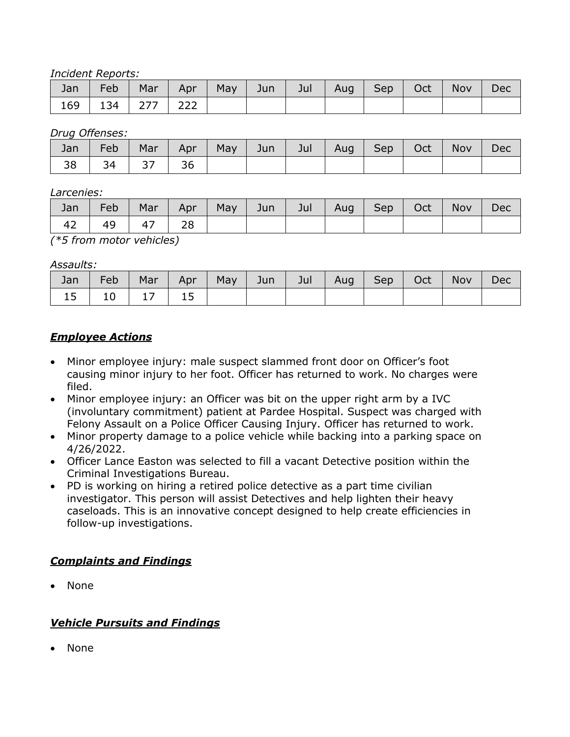*Incident Reports:*

| Jan | Feb | Mar | Apr | May | Jun | Jul | Aug | Sep | Oct | Nov | Dec |
|---|---|---|---|---|---|---|---|---|---|---|---|
| 169 | 134 | 277 | 222 | | | | | | | | |

*Drug Offenses:*

| Jan | Feb | Mar | Apr | May | Jun | Jul | Aug | Sep | Oct | Nov | Dec |
|---|---|---|---|---|---|---|---|---|---|---|---|
| 38 | 34 | 37 | 36 | | | | | | | | |

*Larcenies:*

| Jan | Feb | Mar | Apr | May | Jun | Jul | Aug | Sep | Oct | Nov | Dec |
|---|---|---|---|---|---|---|---|---|---|---|---|
| 42 | 49 | 47 | 28 | | | | | | | | |

*(*5 from motor vehicles)*

*Assaults:*

| Jan | Feb | Mar | Apr | May | Jun | Jul | Aug | Sep | Oct | Nov | Dec |
|---|---|---|---|---|---|---|---|---|---|---|---|
| 15 | 10 | 17 | 15 | | | | | | | | |

## ***Employee Actions***

- Minor employee injury: male suspect slammed front door on Officer's foot causing minor injury to her foot. Officer has returned to work. No charges were filed.
- Minor employee injury: an Officer was bit on the upper right arm by a IVC (involuntary commitment) patient at Pardee Hospital. Suspect was charged with Felony Assault on a Police Officer Causing Injury. Officer has returned to work.
- Minor property damage to a police vehicle while backing into a parking space on 4/26/2022.
- Officer Lance Easton was selected to fill a vacant Detective position within the Criminal Investigations Bureau.
- PD is working on hiring a retired police detective as a part time civilian investigator. This person will assist Detectives and help lighten their heavy caseloads. This is an innovative concept designed to help create efficiencies in follow-up investigations.

## ***Complaints and Findings***

- None

## ***Vehicle Pursuits and Findings***

- None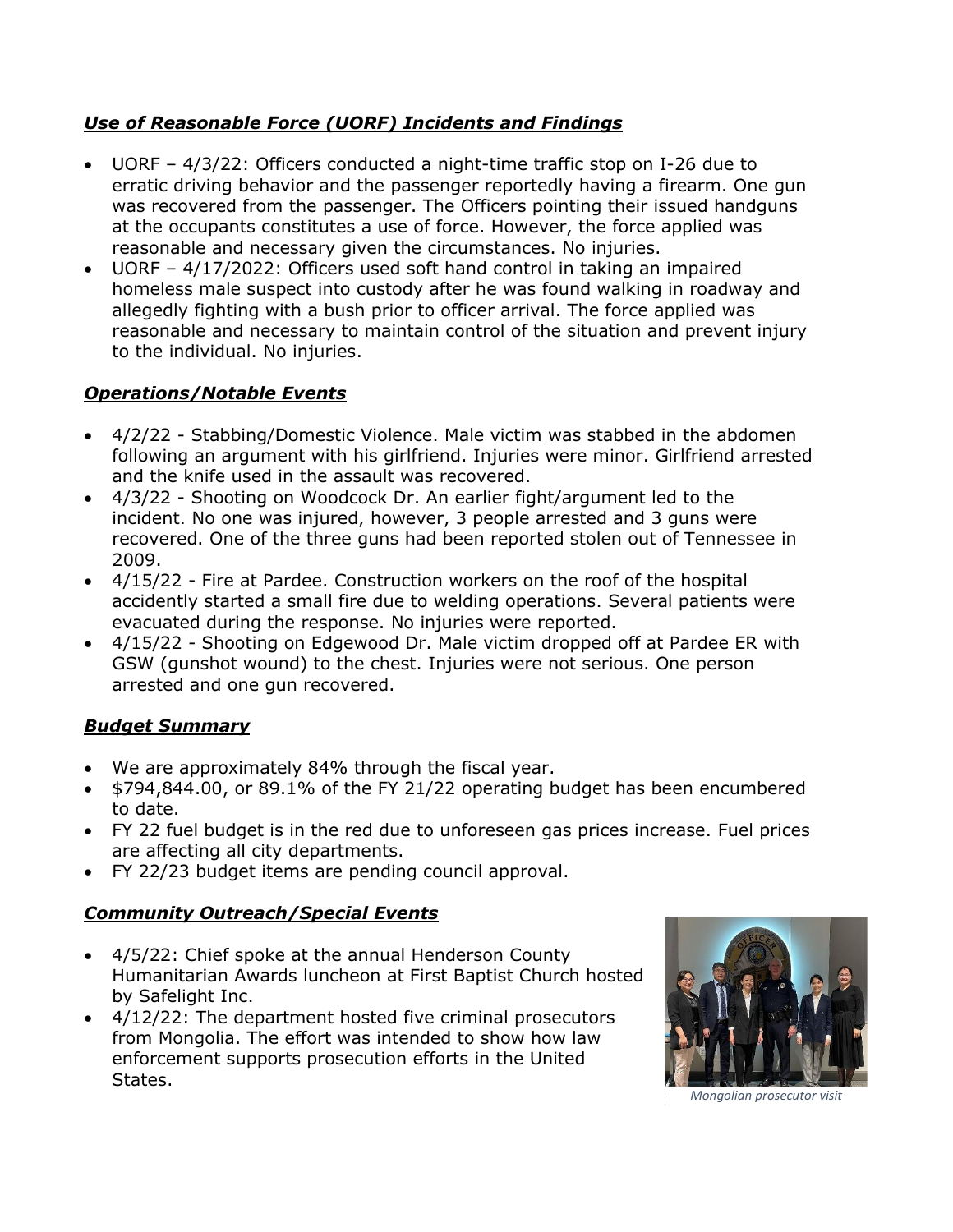## ***Use of Reasonable Force (UORF) Incidents and Findings***

- UORF – 4/3/22: Officers conducted a night-time traffic stop on I-26 due to erratic driving behavior and the passenger reportedly having a firearm. One gun was recovered from the passenger. The Officers pointing their issued handguns at the occupants constitutes a use of force. However, the force applied was reasonable and necessary given the circumstances. No injuries.
- UORF – 4/17/2022: Officers used soft hand control in taking an impaired homeless male suspect into custody after he was found walking in roadway and allegedly fighting with a bush prior to officer arrival. The force applied was reasonable and necessary to maintain control of the situation and prevent injury to the individual. No injuries.

## ***Operations/Notable Events***

- 4/2/22 - Stabbing/Domestic Violence. Male victim was stabbed in the abdomen following an argument with his girlfriend. Injuries were minor. Girlfriend arrested and the knife used in the assault was recovered.
- 4/3/22 - Shooting on Woodcock Dr. An earlier fight/argument led to the incident. No one was injured, however, 3 people arrested and 3 guns were recovered. One of the three guns had been reported stolen out of Tennessee in 2009.
- 4/15/22 - Fire at Pardee. Construction workers on the roof of the hospital accidently started a small fire due to welding operations. Several patients were evacuated during the response. No injuries were reported.
- 4/15/22 - Shooting on Edgewood Dr. Male victim dropped off at Pardee ER with GSW (gunshot wound) to the chest. Injuries were not serious. One person arrested and one gun recovered.

## ***Budget Summary***

- We are approximately 84% through the fiscal year.
- $794,844.00, or 89.1% of the FY 21/22 operating budget has been encumbered to date.
- FY 22 fuel budget is in the red due to unforeseen gas prices increase. Fuel prices are affecting all city departments.
- FY 22/23 budget items are pending council approval.

## ***Community Outreach/Special Events***

- 4/5/22: Chief spoke at the annual Henderson County Humanitarian Awards luncheon at First Baptist Church hosted by Safelight Inc.
- 4/12/22: The department hosted five criminal prosecutors from Mongolia. The effort was intended to show how law enforcement supports prosecution efforts in the United States.

*Mongolian prosecutor visit*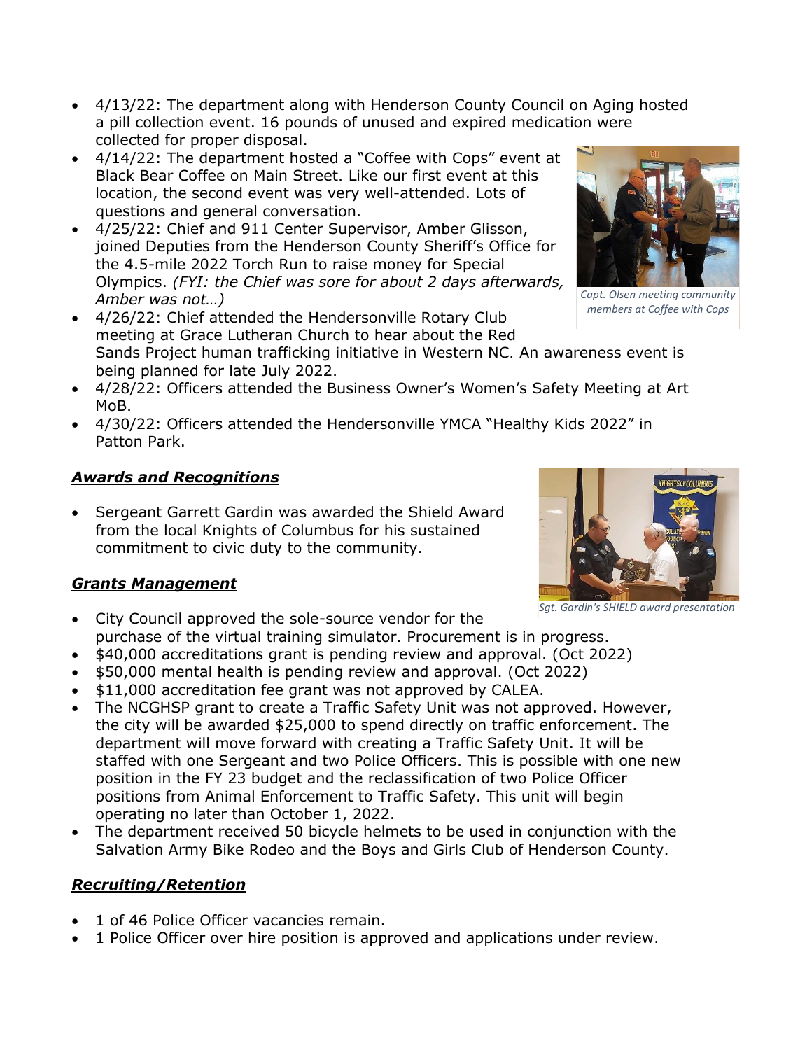- 4/13/22: The department along with Henderson County Council on Aging hosted a pill collection event. 16 pounds of unused and expired medication were collected for proper disposal.
- 4/14/22: The department hosted a "Coffee with Cops" event at Black Bear Coffee on Main Street. Like our first event at this location, the second event was very well-attended. Lots of questions and general conversation.
- 4/25/22: Chief and 911 Center Supervisor, Amber Glisson, joined Deputies from the Henderson County Sheriff's Office for the 4.5-mile 2022 Torch Run to raise money for Special Olympics. *(FYI: the Chief was sore for about 2 days afterwards, Amber was not…)*
- 4/26/22: Chief attended the Hendersonville Rotary Club meeting at Grace Lutheran Church to hear about the Red Sands Project human trafficking initiative in Western NC. An awareness event is being planned for late July 2022.
- 4/28/22: Officers attended the Business Owner's Women's Safety Meeting at Art MoB.
- 4/30/22: Officers attended the Hendersonville YMCA "Healthy Kids 2022" in Patton Park.

*Capt. Olsen meeting community members at Coffee with Cops*

## ***Awards and Recognitions***

- Sergeant Garrett Gardin was awarded the Shield Award from the local Knights of Columbus for his sustained commitment to civic duty to the community.

*Sgt. Gardin's SHIELD award presentation*

## ***Grants Management***

- City Council approved the sole-source vendor for the purchase of the virtual training simulator. Procurement is in progress.
- $40,000 accreditations grant is pending review and approval. (Oct 2022)
- $50,000 mental health is pending review and approval. (Oct 2022)
- $11,000 accreditation fee grant was not approved by CALEA.
- The NCGHSP grant to create a Traffic Safety Unit was not approved. However, the city will be awarded $25,000 to spend directly on traffic enforcement. The department will move forward with creating a Traffic Safety Unit. It will be staffed with one Sergeant and two Police Officers. This is possible with one new position in the FY 23 budget and the reclassification of two Police Officer positions from Animal Enforcement to Traffic Safety. This unit will begin operating no later than October 1, 2022.
- The department received 50 bicycle helmets to be used in conjunction with the Salvation Army Bike Rodeo and the Boys and Girls Club of Henderson County.

## ***Recruiting/Retention***

- 1 of 46 Police Officer vacancies remain.
- 1 Police Officer over hire position is approved and applications under review.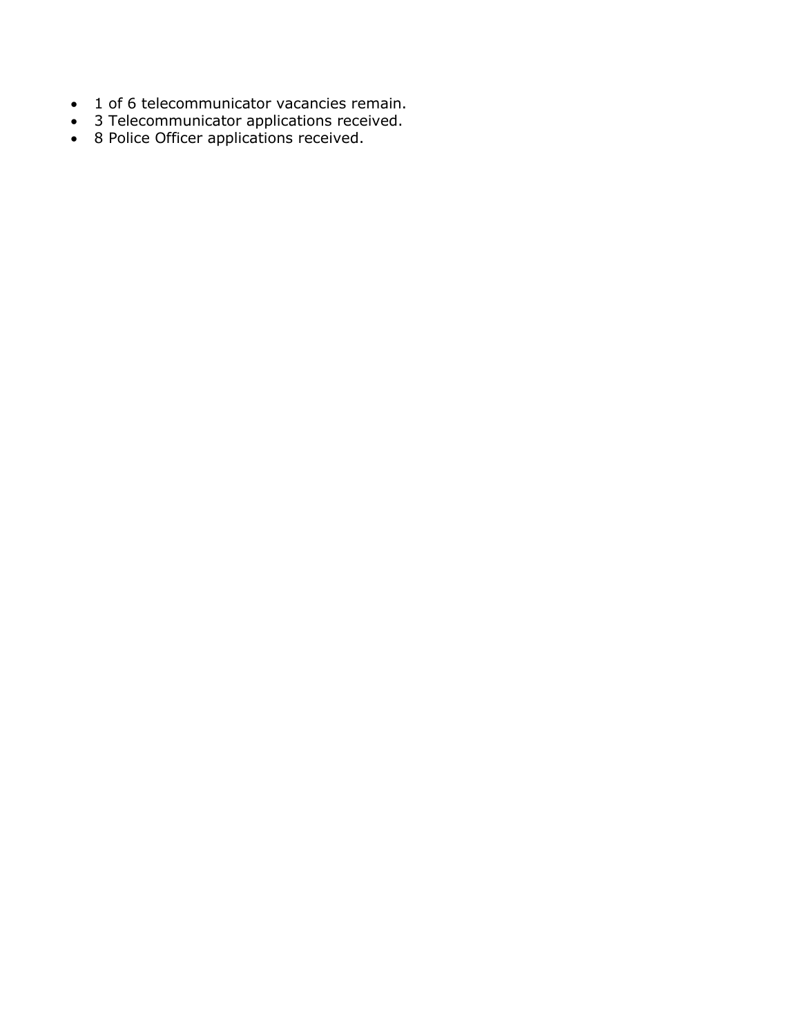- 1 of 6 telecommunicator vacancies remain.
- 3 Telecommunicator applications received.
- 8 Police Officer applications received.